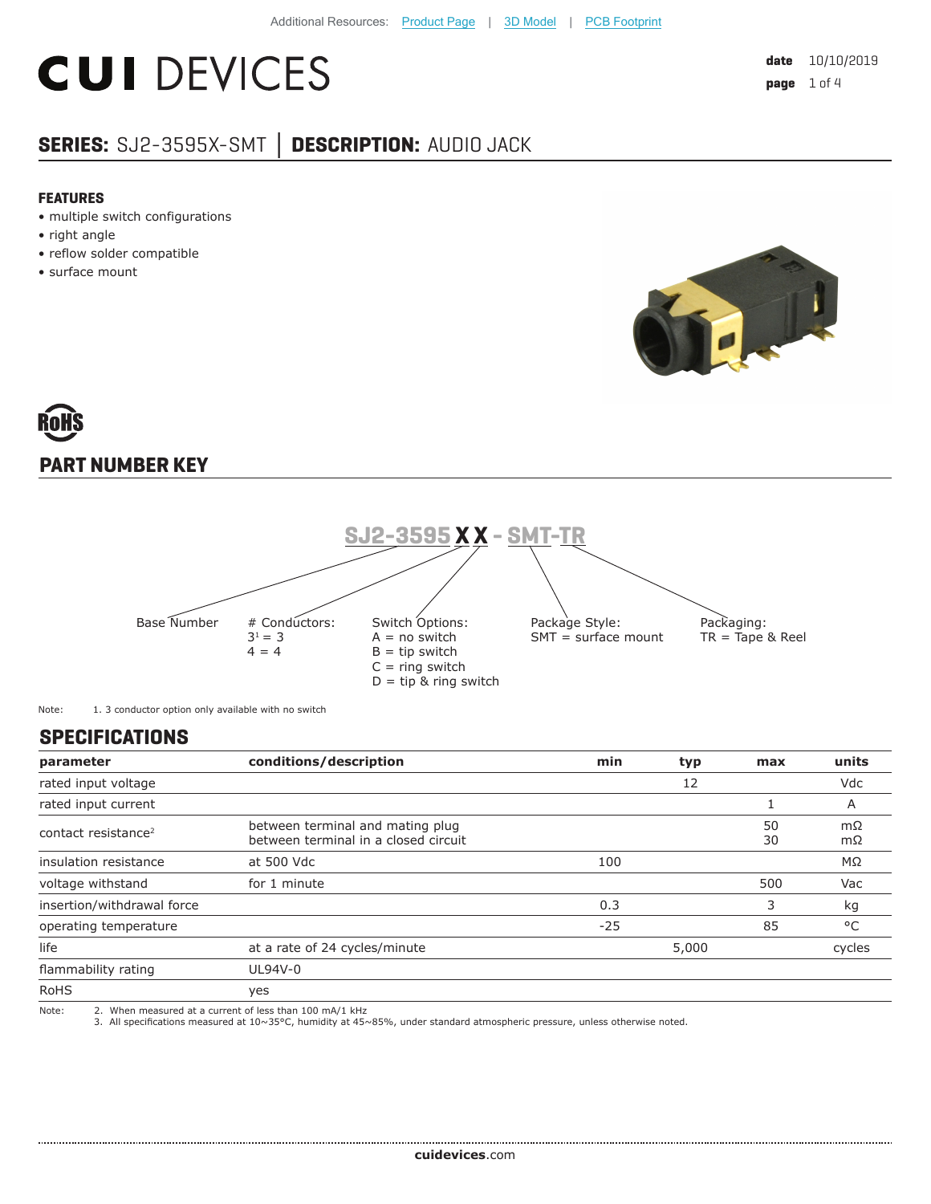Additional Resources: Product Page | 3D Model | PCB Footprint

# CUI DEVICES

**date** 10/10/2019

## SERIES: SJ2-3595X-SMT | DESCRIPTION: AUDIO JACK

### FEATURES

- multiple switch configurations
- right angle
- reflow solder compatible
- surface mount

RoHS

## PART NUMBER KEY

**SJ2-3595 X X - SMT-TR**

Base Number

# Conductors:
3[1] = 3
4 = 4

Switch Options:
A = no switch
B = tip switch
C = ring switch
D = tip & ring switch

Package Style:
SMT = surface mount

Packaging:
TR = Tape & Reel

Note: 1. 3 conductor option only available with no switch

## SPECIFICATIONS

| parameter | conditions/description | min | typ | max | units |
|---|---|---|---|---|---|
| rated input voltage | | | 12 | | Vdc |
| rated input current | | | | 1 | A |
| contact resistance[2] | between terminal and mating plug<br>between terminal in a closed circuit | | | 50<br>30 | mΩ<br>mΩ |
| insulation resistance | at 500 Vdc | 100 | | | MΩ |
| voltage withstand | for 1 minute | | | 500 | Vac |
| insertion/withdrawal force | | 0.3 | | 3 | kg |
| operating temperature | | -25 | | 85 | °C |
| life | at a rate of 24 cycles/minute | | 5,000 | | cycles |
| flammability rating | UL94V-0 | | | | |
| RoHS | yes | | | | |

Note: 2. When measured at a current of less than 100 mA/1 kHz
3. All specifications measured at 10~35°C, humidity at 45~85%, under standard atmospheric pressure, unless otherwise noted.

**cuidevices**.com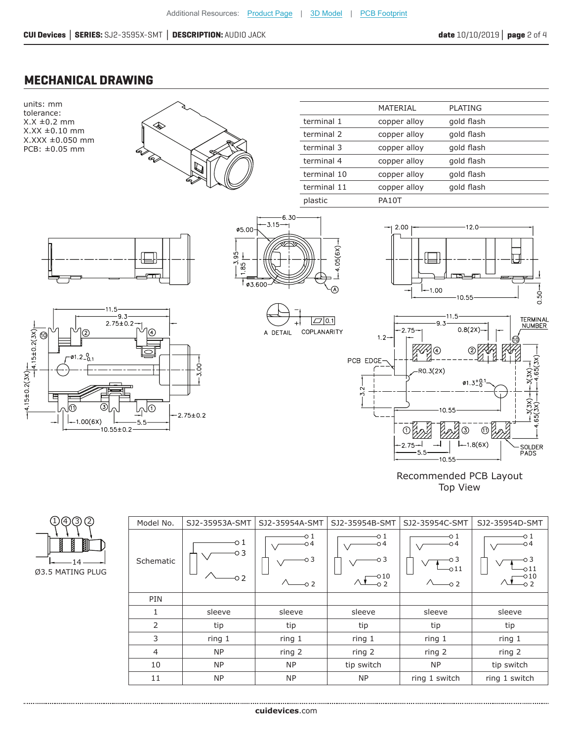## MECHANICAL DRAWING

units: mm
tolerance:
X.X ±0.2 mm
X.XX ±0.10 mm
X.XXX ±0.050 mm
PCB: ±0.05 mm

| | MATERIAL | PLATING |
|---|---|---|
| terminal 1 | copper alloy | gold flash |
| terminal 2 | copper alloy | gold flash |
| terminal 3 | copper alloy | gold flash |
| terminal 4 | copper alloy | gold flash |
| terminal 10 | copper alloy | gold flash |
| terminal 11 | copper alloy | gold flash |
| plastic | PA10T | |

A DETAIL    COPLANARITY 0.1

Recommended PCB Layout
Top View

Ø3.5 MATING PLUG

| Model No. | SJ2-35953A-SMT | SJ2-35954A-SMT | SJ2-35954B-SMT | SJ2-35954C-SMT | SJ2-35954D-SMT |
|---|---|---|---|---|---|
| Schematic | | | | | |
| PIN | | | | | |
| 1 | sleeve | sleeve | sleeve | sleeve | sleeve |
| 2 | tip | tip | tip | tip | tip |
| 3 | ring 1 | ring 1 | ring 1 | ring 1 | ring 1 |
| 4 | NP | ring 2 | ring 2 | ring 2 | ring 2 |
| 10 | NP | NP | tip switch | NP | tip switch |
| 11 | NP | NP | NP | ring 1 switch | ring 1 switch |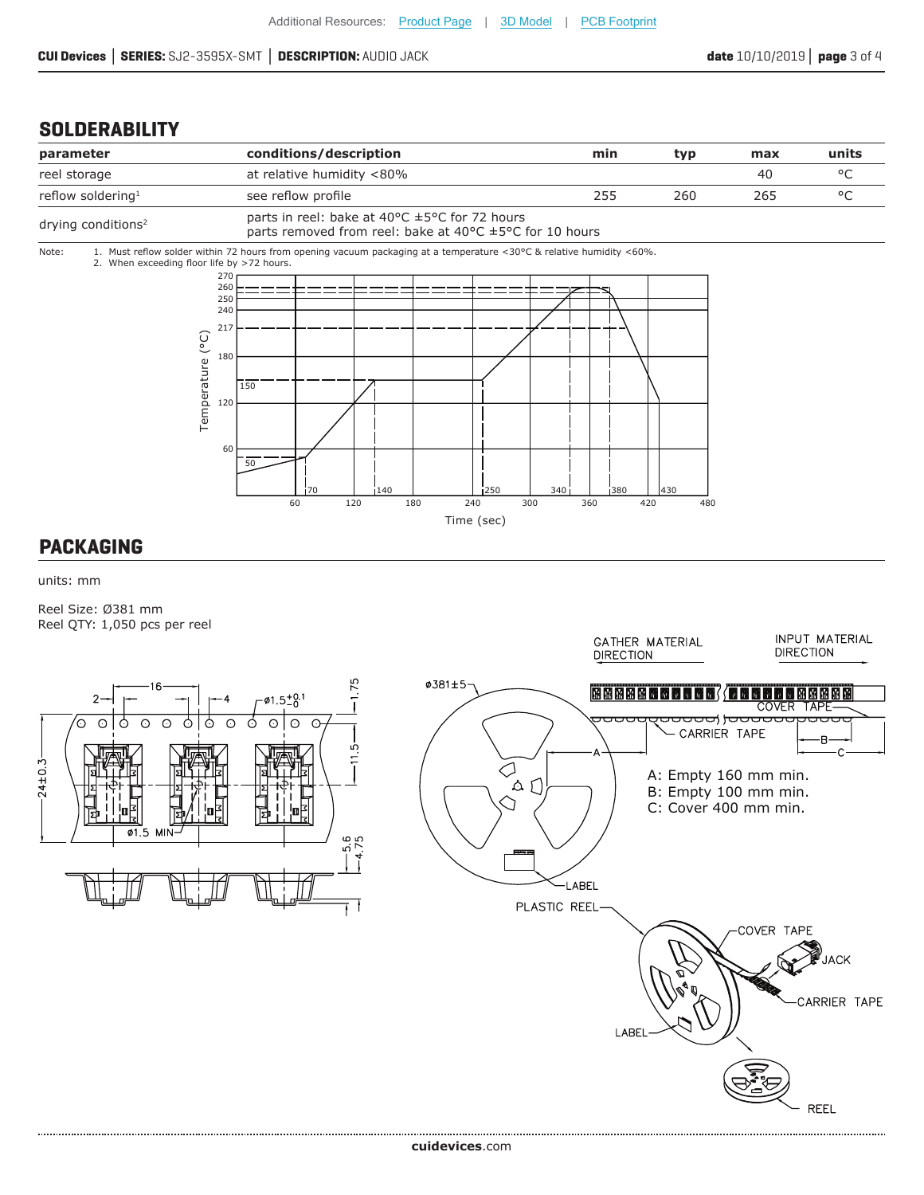## SOLDERABILITY

| parameter | conditions/description | min | typ | max | units |
|---|---|---|---|---|---|
| reel storage | at relative humidity <80% | | | 40 | °C |
| reflow soldering[1] | see reflow profile | 255 | 260 | 265 | °C |
| drying conditions[2] | parts in reel: bake at 40°C ±5°C for 72 hours<br>parts removed from reel: bake at 40°C ±5°C for 10 hours | | | | |

Note:
1. Must reflow solder within 72 hours from opening vacuum packaging at a temperature <30°C & relative humidity <60%.
2. When exceeding floor life by >72 hours.

## PACKAGING

units: mm

Reel Size: Ø381 mm
Reel QTY: 1,050 pcs per reel

A: Empty 160 mm min.
B: Empty 100 mm min.
C: Cover 400 mm min.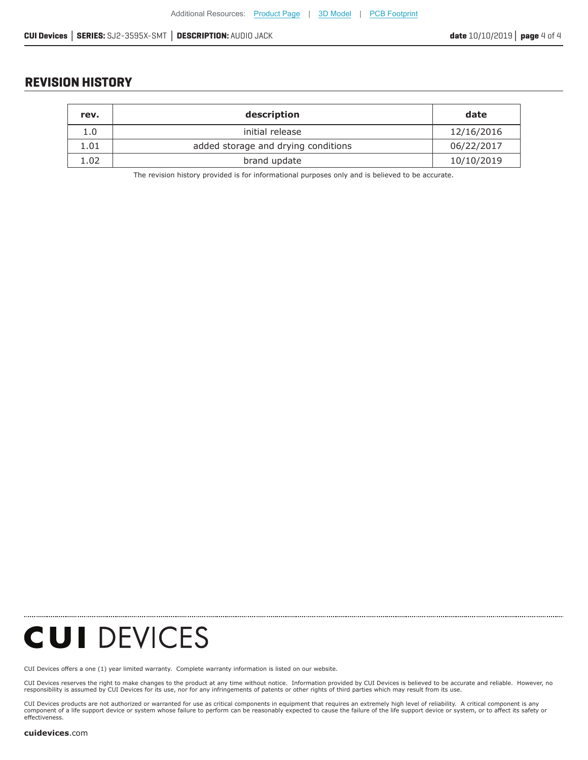## REVISION HISTORY

| rev. | description | date |
|---|---|---|
| 1.0 | initial release | 12/16/2016 |
| 1.01 | added storage and drying conditions | 06/22/2017 |
| 1.02 | brand update | 10/10/2019 |

The revision history provided is for informational purposes only and is believed to be accurate.

# CUI DEVICES

CUI Devices offers a one (1) year limited warranty. Complete warranty information is listed on our website.

CUI Devices reserves the right to make changes to the product at any time without notice. Information provided by CUI Devices is believed to be accurate and reliable. However, no responsibility is assumed by CUI Devices for its use, nor for any infringements of patents or other rights of third parties which may result from its use.

CUI Devices products are not authorized or warranted for use as critical components in equipment that requires an extremely high level of reliability. A critical component is any component of a life support device or system whose failure to perform can be reasonably expected to cause the failure of the life support device or system, or to affect its safety or effectiveness.

**cuidevices**.com